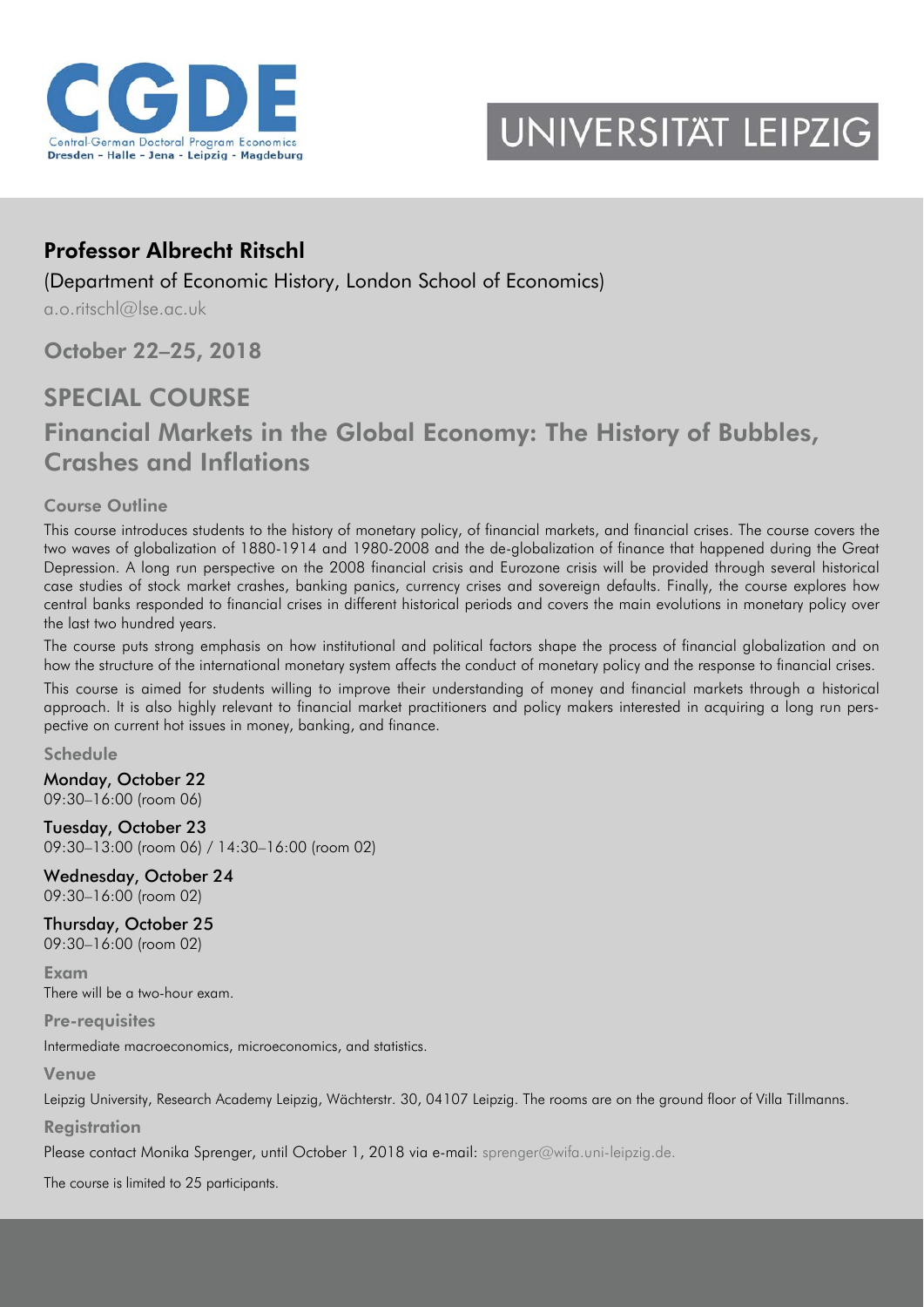CGDE

Central-German Doctoral Program Economics
Dresden - Halle - Jena - Leipzig - Magdeburg

UNIVERSITÄT LEIPZIG

## Professor Albrecht Ritschl

(Department of Economic History, London School of Economics)

a.o.ritschl@lse.ac.uk

### October 22–25, 2018

# SPECIAL COURSE

# Financial Markets in the Global Economy: The History of Bubbles, Crashes and Inflations

### Course Outline

This course introduces students to the history of monetary policy, of financial markets, and financial crises. The course covers the two waves of globalization of 1880-1914 and 1980-2008 and the de-globalization of finance that happened during the Great Depression. A long run perspective on the 2008 financial crisis and Eurozone crisis will be provided through several historical case studies of stock market crashes, banking panics, currency crises and sovereign defaults. Finally, the course explores how central banks responded to financial crises in different historical periods and covers the main evolutions in monetary policy over the last two hundred years.

The course puts strong emphasis on how institutional and political factors shape the process of financial globalization and on how the structure of the international monetary system affects the conduct of monetary policy and the response to financial crises.

This course is aimed for students willing to improve their understanding of money and financial markets through a historical approach. It is also highly relevant to financial market practitioners and policy makers interested in acquiring a long run perspective on current hot issues in money, banking, and finance.

### Schedule

**Monday, October 22**
09:30–16:00 (room 06)

**Tuesday, October 23**
09:30–13:00 (room 06) / 14:30–16:00 (room 02)

**Wednesday, October 24**
09:30–16:00 (room 02)

**Thursday, October 25**
09:30–16:00 (room 02)

### Exam

There will be a two-hour exam.

### Pre-requisites

Intermediate macroeconomics, microeconomics, and statistics.

### Venue

Leipzig University, Research Academy Leipzig, Wächterstr. 30, 04107 Leipzig. The rooms are on the ground floor of Villa Tillmanns.

### Registration

Please contact Monika Sprenger, until October 1, 2018 via e-mail: sprenger@wifa.uni-leipzig.de.

The course is limited to 25 participants.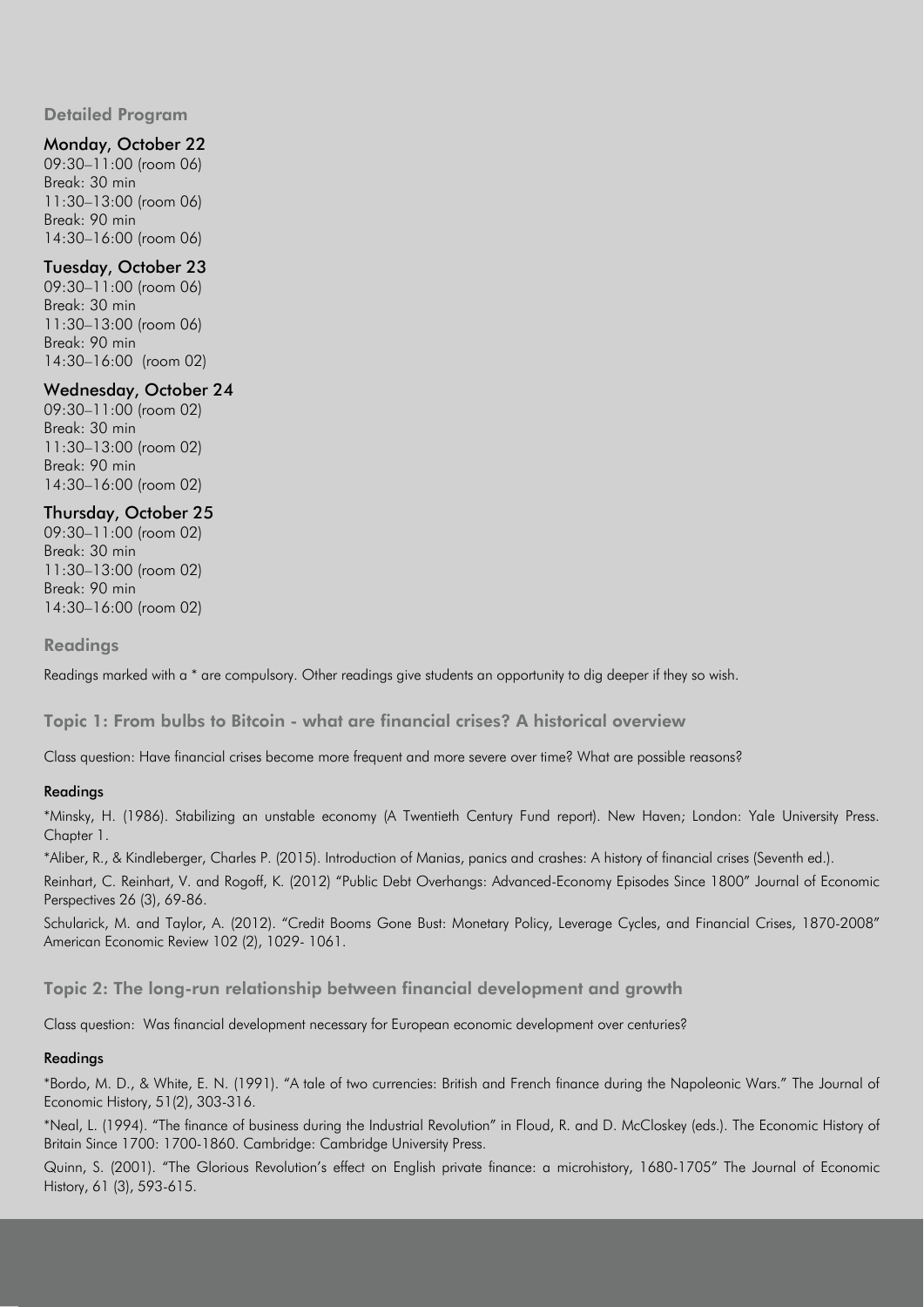## Detailed Program

### Monday, October 22

09:30–11:00 (room 06)
Break: 30 min
11:30–13:00 (room 06)
Break: 90 min
14:30–16:00 (room 06)

### Tuesday, October 23

09:30–11:00 (room 06)
Break: 30 min
11:30–13:00 (room 06)
Break: 90 min
14:30–16:00 (room 02)

### Wednesday, October 24

09:30–11:00 (room 02)
Break: 30 min
11:30–13:00 (room 02)
Break: 90 min
14:30–16:00 (room 02)

### Thursday, October 25

09:30–11:00 (room 02)
Break: 30 min
11:30–13:00 (room 02)
Break: 90 min
14:30–16:00 (room 02)

## Readings

Readings marked with a * are compulsory. Other readings give students an opportunity to dig deeper if they so wish.

## Topic 1: From bulbs to Bitcoin - what are financial crises? A historical overview

Class question: Have financial crises become more frequent and more severe over time? What are possible reasons?

#### Readings

*Minsky, H. (1986). Stabilizing an unstable economy (A Twentieth Century Fund report). New Haven; London: Yale University Press. Chapter 1.

*Aliber, R., & Kindleberger, Charles P. (2015). Introduction of Manias, panics and crashes: A history of financial crises (Seventh ed.).

Reinhart, C. Reinhart, V. and Rogoff, K. (2012) "Public Debt Overhangs: Advanced-Economy Episodes Since 1800" Journal of Economic Perspectives 26 (3), 69-86.

Schularick, M. and Taylor, A. (2012). "Credit Booms Gone Bust: Monetary Policy, Leverage Cycles, and Financial Crises, 1870-2008" American Economic Review 102 (2), 1029- 1061.

## Topic 2: The long-run relationship between financial development and growth

Class question: Was financial development necessary for European economic development over centuries?

#### Readings

*Bordo, M. D., & White, E. N. (1991). "A tale of two currencies: British and French finance during the Napoleonic Wars." The Journal of Economic History, 51(2), 303-316.

*Neal, L. (1994). "The finance of business during the Industrial Revolution" in Floud, R. and D. McCloskey (eds.). The Economic History of Britain Since 1700: 1700-1860. Cambridge: Cambridge University Press.

Quinn, S. (2001). "The Glorious Revolution's effect on English private finance: a microhistory, 1680-1705" The Journal of Economic History, 61 (3), 593-615.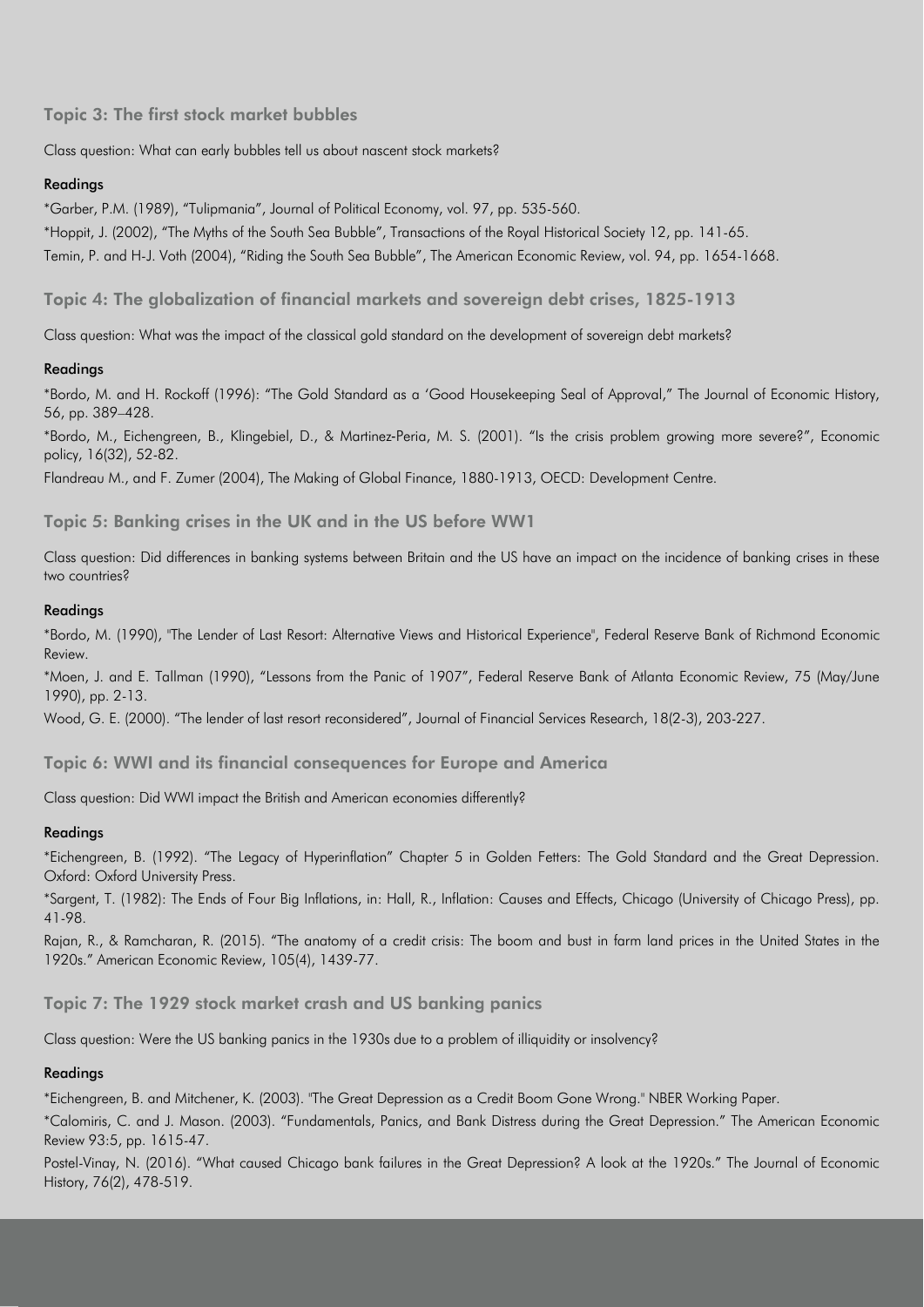## Topic 3: The first stock market bubbles

Class question: What can early bubbles tell us about nascent stock markets?

#### Readings

*Garber, P.M. (1989), "Tulipmania", Journal of Political Economy, vol. 97, pp. 535-560.

*Hoppit, J. (2002), "The Myths of the South Sea Bubble", Transactions of the Royal Historical Society 12, pp. 141-65.

Temin, P. and H-J. Voth (2004), "Riding the South Sea Bubble", The American Economic Review, vol. 94, pp. 1654-1668.

## Topic 4: The globalization of financial markets and sovereign debt crises, 1825-1913

Class question: What was the impact of the classical gold standard on the development of sovereign debt markets?

#### Readings

*Bordo, M. and H. Rockoff (1996): "The Gold Standard as a 'Good Housekeeping Seal of Approval," The Journal of Economic History, 56, pp. 389–428.

*Bordo, M., Eichengreen, B., Klingebiel, D., & Martinez-Peria, M. S. (2001). "Is the crisis problem growing more severe?", Economic policy, 16(32), 52-82.

Flandreau M., and F. Zumer (2004), The Making of Global Finance, 1880-1913, OECD: Development Centre.

## Topic 5: Banking crises in the UK and in the US before WW1

Class question: Did differences in banking systems between Britain and the US have an impact on the incidence of banking crises in these two countries?

#### Readings

*Bordo, M. (1990), "The Lender of Last Resort: Alternative Views and Historical Experience", Federal Reserve Bank of Richmond Economic Review.

*Moen, J. and E. Tallman (1990), "Lessons from the Panic of 1907", Federal Reserve Bank of Atlanta Economic Review, 75 (May/June 1990), pp. 2-13.

Wood, G. E. (2000). "The lender of last resort reconsidered", Journal of Financial Services Research, 18(2-3), 203-227.

## Topic 6: WWI and its financial consequences for Europe and America

Class question: Did WWI impact the British and American economies differently?

#### Readings

*Eichengreen, B. (1992). "The Legacy of Hyperinflation" Chapter 5 in Golden Fetters: The Gold Standard and the Great Depression. Oxford: Oxford University Press.

*Sargent, T. (1982): The Ends of Four Big Inflations, in: Hall, R., Inflation: Causes and Effects, Chicago (University of Chicago Press), pp. 41-98.

Rajan, R., & Ramcharan, R. (2015). "The anatomy of a credit crisis: The boom and bust in farm land prices in the United States in the 1920s." American Economic Review, 105(4), 1439-77.

## Topic 7: The 1929 stock market crash and US banking panics

Class question: Were the US banking panics in the 1930s due to a problem of illiquidity or insolvency?

#### Readings

*Eichengreen, B. and Mitchener, K. (2003). "The Great Depression as a Credit Boom Gone Wrong." NBER Working Paper.

*Calomiris, C. and J. Mason. (2003). "Fundamentals, Panics, and Bank Distress during the Great Depression." The American Economic Review 93:5, pp. 1615-47.

Postel-Vinay, N. (2016). "What caused Chicago bank failures in the Great Depression? A look at the 1920s." The Journal of Economic History, 76(2), 478-519.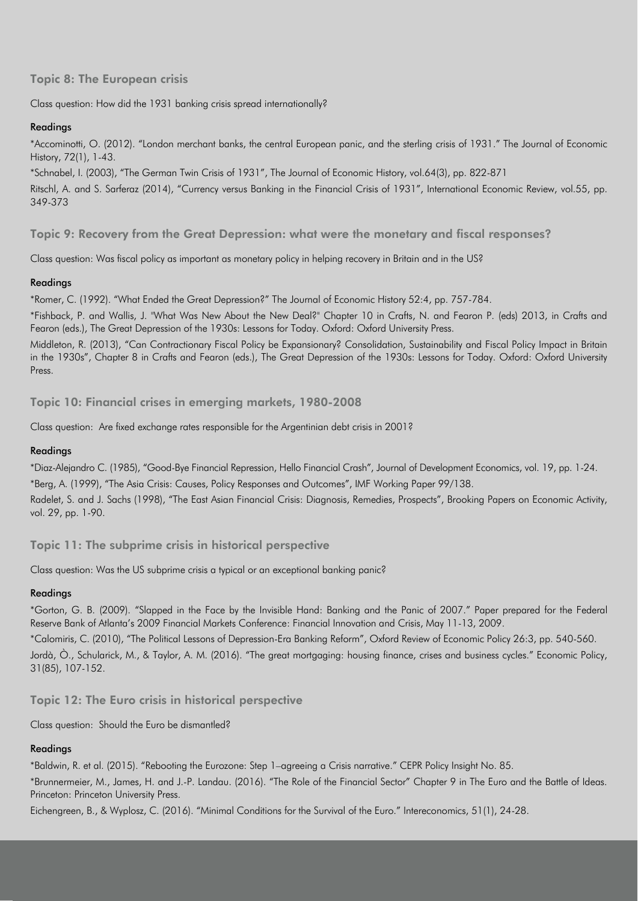## Topic 8: The European crisis

Class question: How did the 1931 banking crisis spread internationally?

### Readings

*Accominotti, O. (2012). "London merchant banks, the central European panic, and the sterling crisis of 1931." The Journal of Economic History, 72(1), 1-43.

*Schnabel, I. (2003), "The German Twin Crisis of 1931", The Journal of Economic History, vol.64(3), pp. 822-871

Ritschl, A. and S. Sarferaz (2014), "Currency versus Banking in the Financial Crisis of 1931", International Economic Review, vol.55, pp. 349-373

## Topic 9: Recovery from the Great Depression: what were the monetary and fiscal responses?

Class question: Was fiscal policy as important as monetary policy in helping recovery in Britain and in the US?

### Readings

*Romer, C. (1992). "What Ended the Great Depression?" The Journal of Economic History 52:4, pp. 757-784.

*Fishback, P. and Wallis, J. "What Was New About the New Deal?" Chapter 10 in Crafts, N. and Fearon P. (eds) 2013, in Crafts and Fearon (eds.), The Great Depression of the 1930s: Lessons for Today. Oxford: Oxford University Press.

Middleton, R. (2013), "Can Contractionary Fiscal Policy be Expansionary? Consolidation, Sustainability and Fiscal Policy Impact in Britain in the 1930s", Chapter 8 in Crafts and Fearon (eds.), The Great Depression of the 1930s: Lessons for Today. Oxford: Oxford University Press.

## Topic 10: Financial crises in emerging markets, 1980-2008

Class question: Are fixed exchange rates responsible for the Argentinian debt crisis in 2001?

### Readings

*Diaz-Alejandro C. (1985), "Good-Bye Financial Repression, Hello Financial Crash", Journal of Development Economics, vol. 19, pp. 1-24.

*Berg, A. (1999), "The Asia Crisis: Causes, Policy Responses and Outcomes", IMF Working Paper 99/138.

Radelet, S. and J. Sachs (1998), "The East Asian Financial Crisis: Diagnosis, Remedies, Prospects", Brooking Papers on Economic Activity, vol. 29, pp. 1-90.

## Topic 11: The subprime crisis in historical perspective

Class question: Was the US subprime crisis a typical or an exceptional banking panic?

### Readings

*Gorton, G. B. (2009). "Slapped in the Face by the Invisible Hand: Banking and the Panic of 2007." Paper prepared for the Federal Reserve Bank of Atlanta's 2009 Financial Markets Conference: Financial Innovation and Crisis, May 11-13, 2009.

*Calomiris, C. (2010), "The Political Lessons of Depression-Era Banking Reform", Oxford Review of Economic Policy 26:3, pp. 540-560.

Jordà, Ò., Schularick, M., & Taylor, A. M. (2016). "The great mortgaging: housing finance, crises and business cycles." Economic Policy, 31(85), 107-152.

## Topic 12: The Euro crisis in historical perspective

Class question: Should the Euro be dismantled?

### Readings

*Baldwin, R. et al. (2015). "Rebooting the Eurozone: Step 1–agreeing a Crisis narrative." CEPR Policy Insight No. 85.

*Brunnermeier, M., James, H. and J.-P. Landau. (2016). "The Role of the Financial Sector" Chapter 9 in The Euro and the Battle of Ideas. Princeton: Princeton University Press.

Eichengreen, B., & Wyplosz, C. (2016). "Minimal Conditions for the Survival of the Euro." Intereconomics, 51(1), 24-28.